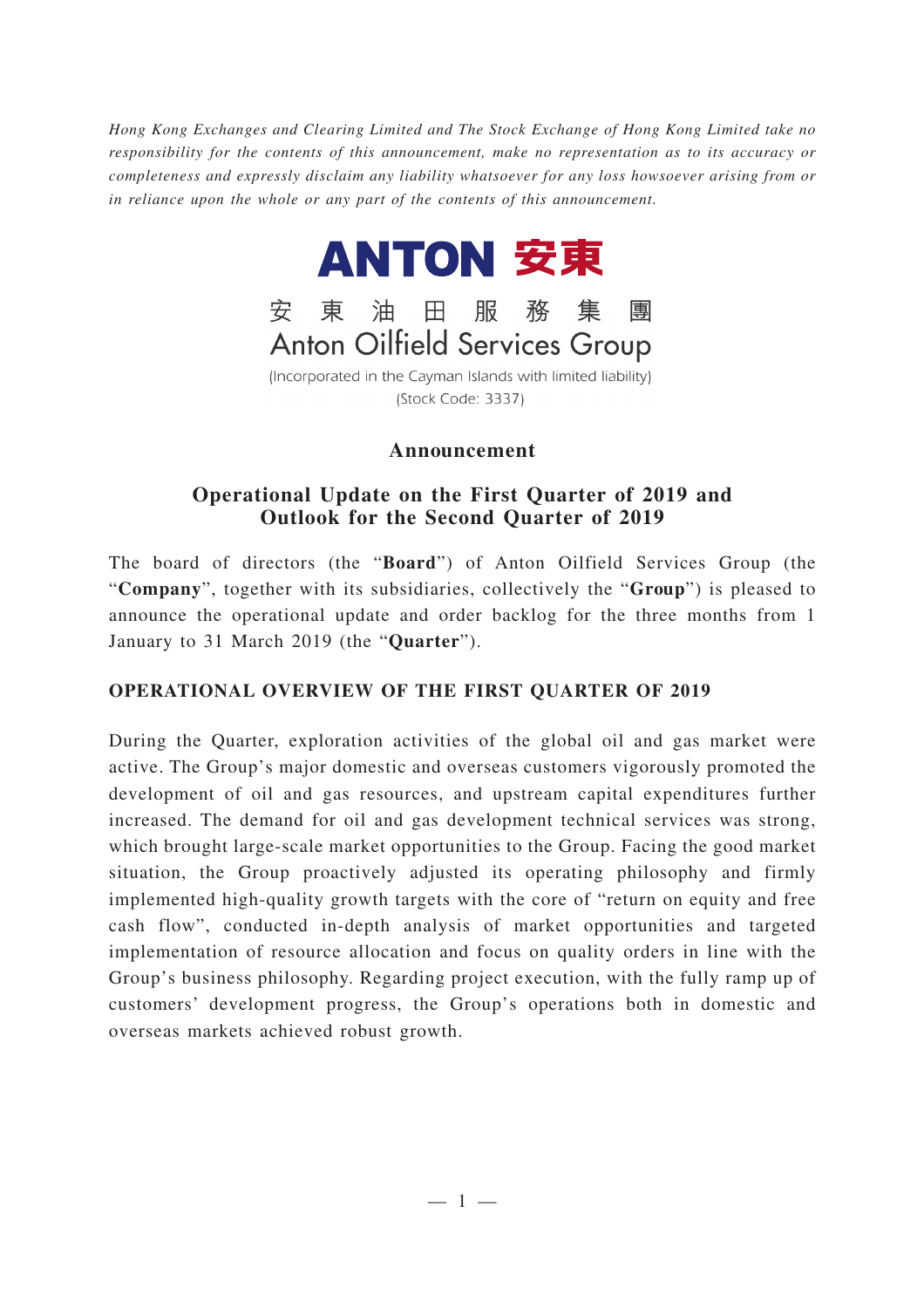*Hong Kong Exchanges and Clearing Limited and The Stock Exchange of Hong Kong Limited take no responsibility for the contents of this announcement, make no representation as to its accuracy or completeness and expressly disclaim any liability whatsoever for any loss howsoever arising from or in reliance upon the whole or any part of the contents of this announcement.*

**ANTON 安東**

安 東 油 田 服 務 集 團

Anton Oilfield Services Group

(Incorporated in the Cayman Islands with limited liability)

(Stock Code: 3337)

# Announcement

## Operational Update on the First Quarter of 2019 and Outlook for the Second Quarter of 2019

The board of directors (the "**Board**") of Anton Oilfield Services Group (the "**Company**", together with its subsidiaries, collectively the "**Group**") is pleased to announce the operational update and order backlog for the three months from 1 January to 31 March 2019 (the "**Quarter**").

## OPERATIONAL OVERVIEW OF THE FIRST QUARTER OF 2019

During the Quarter, exploration activities of the global oil and gas market were active. The Group's major domestic and overseas customers vigorously promoted the development of oil and gas resources, and upstream capital expenditures further increased. The demand for oil and gas development technical services was strong, which brought large-scale market opportunities to the Group. Facing the good market situation, the Group proactively adjusted its operating philosophy and firmly implemented high-quality growth targets with the core of "return on equity and free cash flow", conducted in-depth analysis of market opportunities and targeted implementation of resource allocation and focus on quality orders in line with the Group's business philosophy. Regarding project execution, with the fully ramp up of customers' development progress, the Group's operations both in domestic and overseas markets achieved robust growth.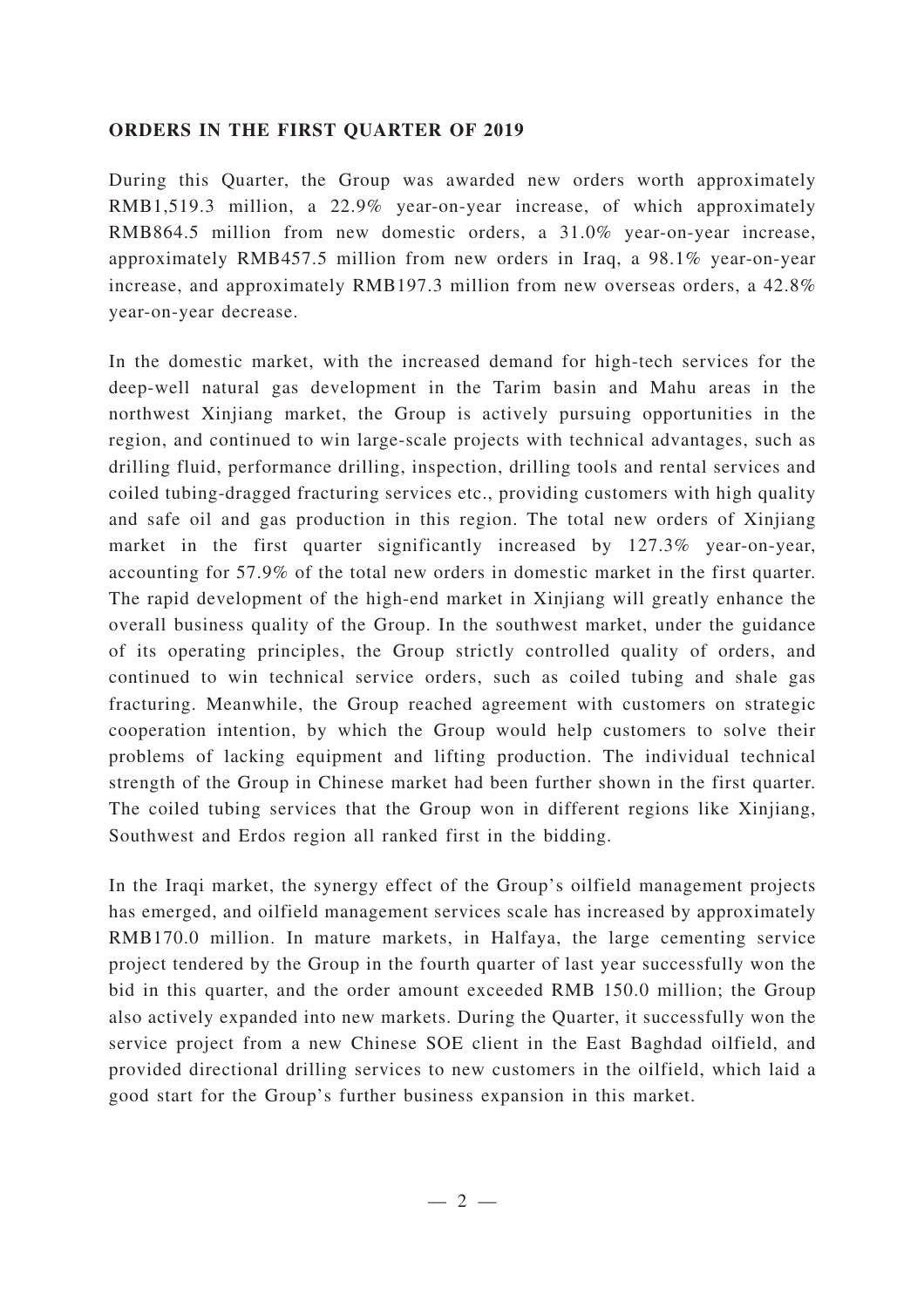**ORDERS IN THE FIRST QUARTER OF 2019**

During this Quarter, the Group was awarded new orders worth approximately RMB1,519.3 million, a 22.9% year-on-year increase, of which approximately RMB864.5 million from new domestic orders, a 31.0% year-on-year increase, approximately RMB457.5 million from new orders in Iraq, a 98.1% year-on-year increase, and approximately RMB197.3 million from new overseas orders, a 42.8% year-on-year decrease.

In the domestic market, with the increased demand for high-tech services for the deep-well natural gas development in the Tarim basin and Mahu areas in the northwest Xinjiang market, the Group is actively pursuing opportunities in the region, and continued to win large-scale projects with technical advantages, such as drilling fluid, performance drilling, inspection, drilling tools and rental services and coiled tubing-dragged fracturing services etc., providing customers with high quality and safe oil and gas production in this region. The total new orders of Xinjiang market in the first quarter significantly increased by 127.3% year-on-year, accounting for 57.9% of the total new orders in domestic market in the first quarter. The rapid development of the high-end market in Xinjiang will greatly enhance the overall business quality of the Group. In the southwest market, under the guidance of its operating principles, the Group strictly controlled quality of orders, and continued to win technical service orders, such as coiled tubing and shale gas fracturing. Meanwhile, the Group reached agreement with customers on strategic cooperation intention, by which the Group would help customers to solve their problems of lacking equipment and lifting production. The individual technical strength of the Group in Chinese market had been further shown in the first quarter. The coiled tubing services that the Group won in different regions like Xinjiang, Southwest and Erdos region all ranked first in the bidding.

In the Iraqi market, the synergy effect of the Group's oilfield management projects has emerged, and oilfield management services scale has increased by approximately RMB170.0 million. In mature markets, in Halfaya, the large cementing service project tendered by the Group in the fourth quarter of last year successfully won the bid in this quarter, and the order amount exceeded RMB 150.0 million; the Group also actively expanded into new markets. During the Quarter, it successfully won the service project from a new Chinese SOE client in the East Baghdad oilfield, and provided directional drilling services to new customers in the oilfield, which laid a good start for the Group's further business expansion in this market.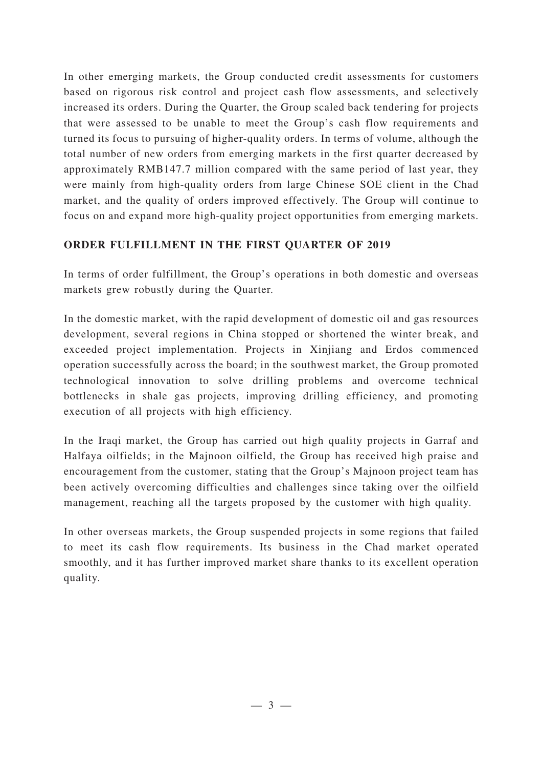In other emerging markets, the Group conducted credit assessments for customers based on rigorous risk control and project cash flow assessments, and selectively increased its orders. During the Quarter, the Group scaled back tendering for projects that were assessed to be unable to meet the Group's cash flow requirements and turned its focus to pursuing of higher-quality orders. In terms of volume, although the total number of new orders from emerging markets in the first quarter decreased by approximately RMB147.7 million compared with the same period of last year, they were mainly from high-quality orders from large Chinese SOE client in the Chad market, and the quality of orders improved effectively. The Group will continue to focus on and expand more high-quality project opportunities from emerging markets.

## ORDER FULFILLMENT IN THE FIRST QUARTER OF 2019

In terms of order fulfillment, the Group's operations in both domestic and overseas markets grew robustly during the Quarter.

In the domestic market, with the rapid development of domestic oil and gas resources development, several regions in China stopped or shortened the winter break, and exceeded project implementation. Projects in Xinjiang and Erdos commenced operation successfully across the board; in the southwest market, the Group promoted technological innovation to solve drilling problems and overcome technical bottlenecks in shale gas projects, improving drilling efficiency, and promoting execution of all projects with high efficiency.

In the Iraqi market, the Group has carried out high quality projects in Garraf and Halfaya oilfields; in the Majnoon oilfield, the Group has received high praise and encouragement from the customer, stating that the Group's Majnoon project team has been actively overcoming difficulties and challenges since taking over the oilfield management, reaching all the targets proposed by the customer with high quality.

In other overseas markets, the Group suspended projects in some regions that failed to meet its cash flow requirements. Its business in the Chad market operated smoothly, and it has further improved market share thanks to its excellent operation quality.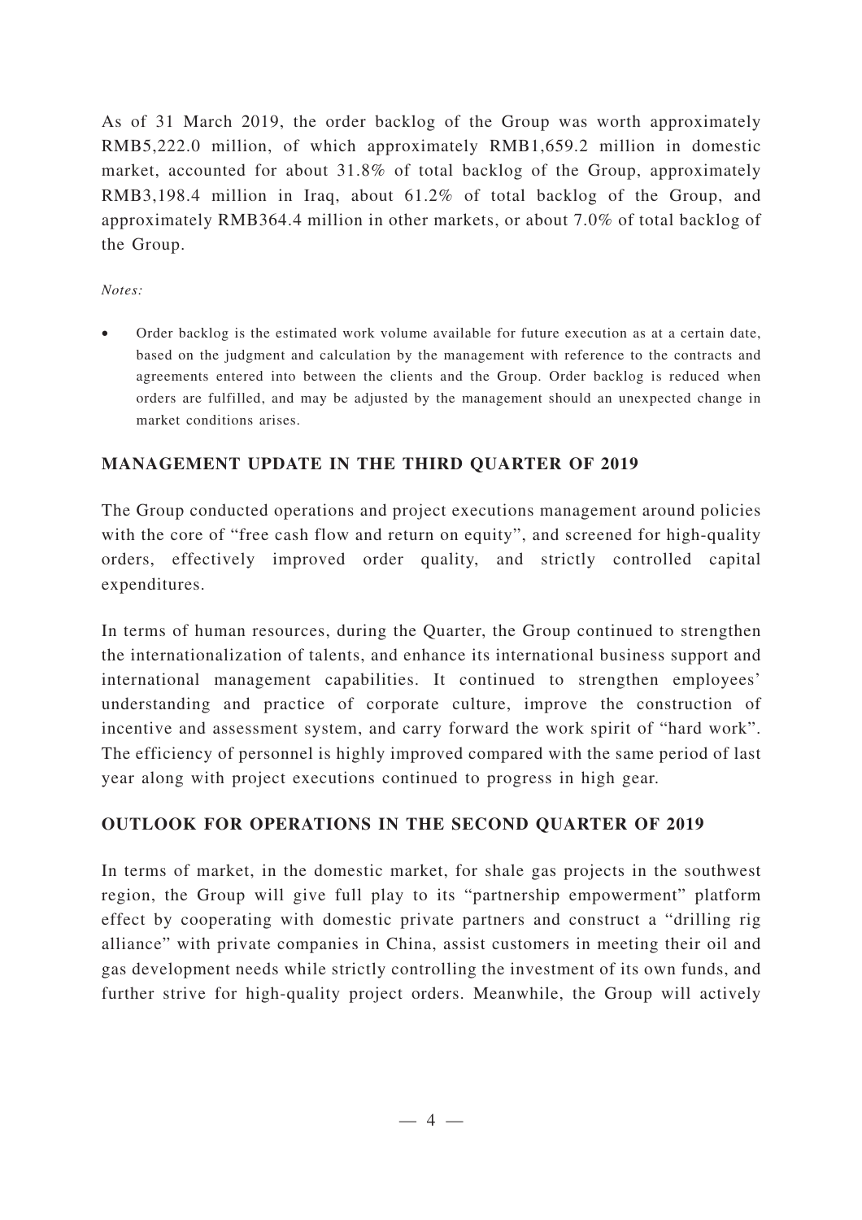As of 31 March 2019, the order backlog of the Group was worth approximately RMB5,222.0 million, of which approximately RMB1,659.2 million in domestic market, accounted for about 31.8% of total backlog of the Group, approximately RMB3,198.4 million in Iraq, about 61.2% of total backlog of the Group, and approximately RMB364.4 million in other markets, or about 7.0% of total backlog of the Group.

*Notes:*

- Order backlog is the estimated work volume available for future execution as at a certain date, based on the judgment and calculation by the management with reference to the contracts and agreements entered into between the clients and the Group. Order backlog is reduced when orders are fulfilled, and may be adjusted by the management should an unexpected change in market conditions arises.

## MANAGEMENT UPDATE IN THE THIRD QUARTER OF 2019

The Group conducted operations and project executions management around policies with the core of "free cash flow and return on equity", and screened for high-quality orders, effectively improved order quality, and strictly controlled capital expenditures.

In terms of human resources, during the Quarter, the Group continued to strengthen the internationalization of talents, and enhance its international business support and international management capabilities. It continued to strengthen employees' understanding and practice of corporate culture, improve the construction of incentive and assessment system, and carry forward the work spirit of "hard work". The efficiency of personnel is highly improved compared with the same period of last year along with project executions continued to progress in high gear.

## OUTLOOK FOR OPERATIONS IN THE SECOND QUARTER OF 2019

In terms of market, in the domestic market, for shale gas projects in the southwest region, the Group will give full play to its "partnership empowerment" platform effect by cooperating with domestic private partners and construct a "drilling rig alliance" with private companies in China, assist customers in meeting their oil and gas development needs while strictly controlling the investment of its own funds, and further strive for high-quality project orders. Meanwhile, the Group will actively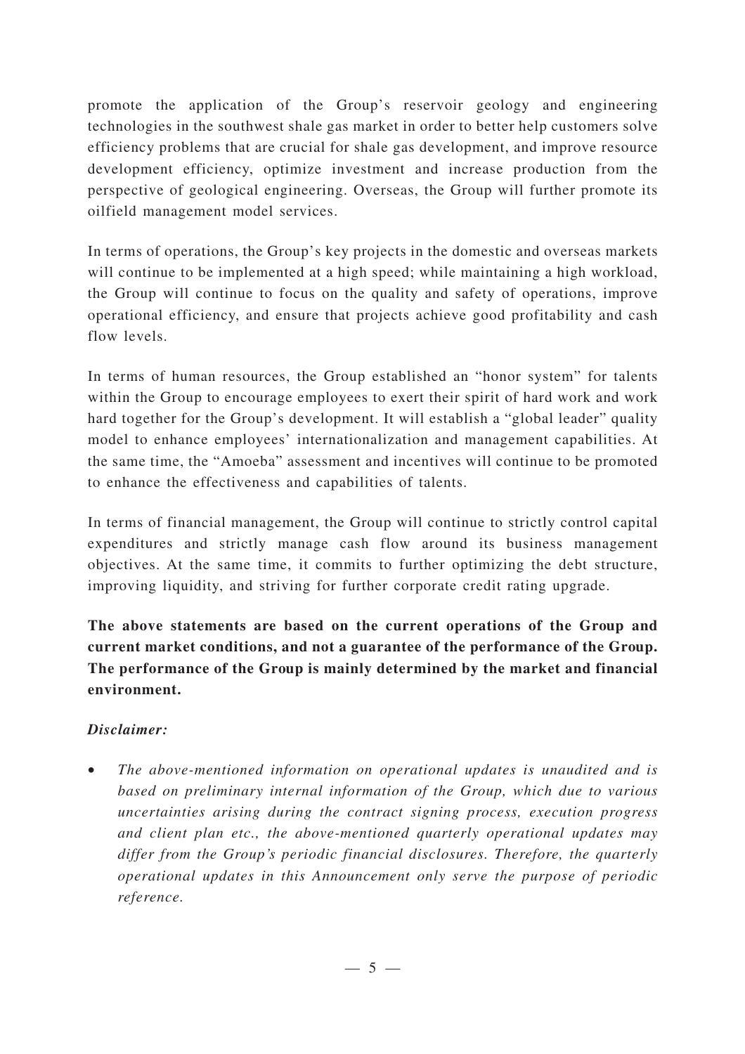promote the application of the Group's reservoir geology and engineering technologies in the southwest shale gas market in order to better help customers solve efficiency problems that are crucial for shale gas development, and improve resource development efficiency, optimize investment and increase production from the perspective of geological engineering. Overseas, the Group will further promote its oilfield management model services.

In terms of operations, the Group's key projects in the domestic and overseas markets will continue to be implemented at a high speed; while maintaining a high workload, the Group will continue to focus on the quality and safety of operations, improve operational efficiency, and ensure that projects achieve good profitability and cash flow levels.

In terms of human resources, the Group established an "honor system" for talents within the Group to encourage employees to exert their spirit of hard work and work hard together for the Group's development. It will establish a "global leader" quality model to enhance employees' internationalization and management capabilities. At the same time, the "Amoeba" assessment and incentives will continue to be promoted to enhance the effectiveness and capabilities of talents.

In terms of financial management, the Group will continue to strictly control capital expenditures and strictly manage cash flow around its business management objectives. At the same time, it commits to further optimizing the debt structure, improving liquidity, and striving for further corporate credit rating upgrade.

**The above statements are based on the current operations of the Group and current market conditions, and not a guarantee of the performance of the Group. The performance of the Group is mainly determined by the market and financial environment.**

***Disclaimer:***

- *The above-mentioned information on operational updates is unaudited and is based on preliminary internal information of the Group, which due to various uncertainties arising during the contract signing process, execution progress and client plan etc., the above-mentioned quarterly operational updates may differ from the Group's periodic financial disclosures. Therefore, the quarterly operational updates in this Announcement only serve the purpose of periodic reference.*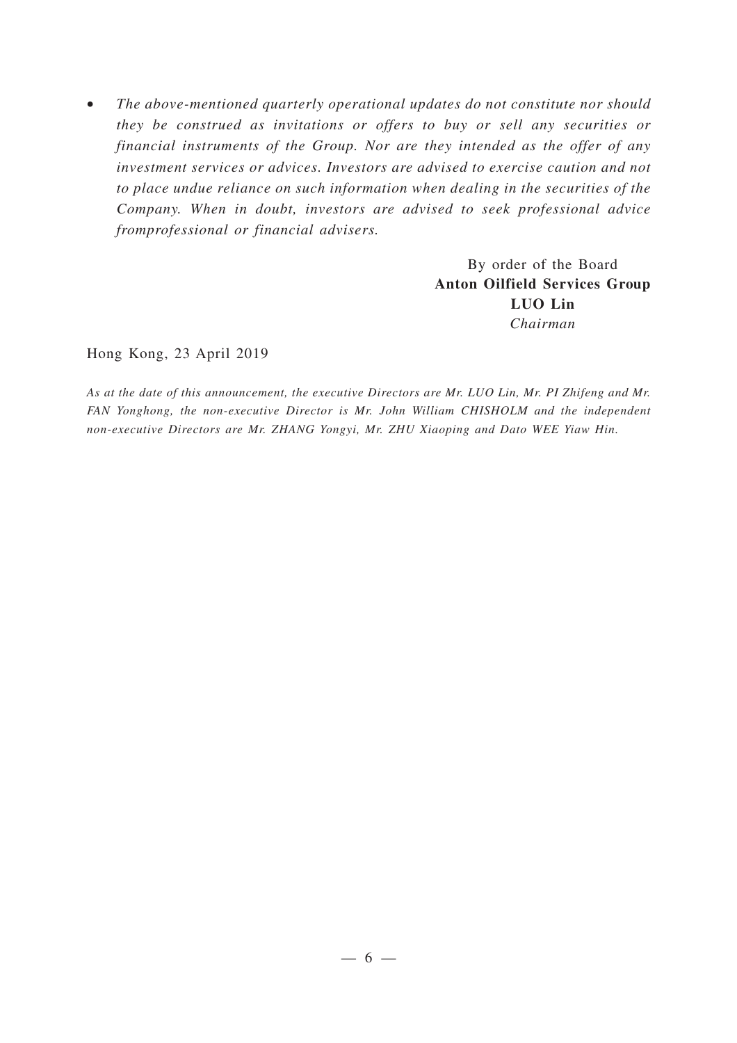- *The above-mentioned quarterly operational updates do not constitute nor should they be construed as invitations or offers to buy or sell any securities or financial instruments of the Group. Nor are they intended as the offer of any investment services or advices. Investors are advised to exercise caution and not to place undue reliance on such information when dealing in the securities of the Company. When in doubt, investors are advised to seek professional advice fromprofessional or financial advisers.*

By order of the Board
**Anton Oilfield Services Group**
**LUO Lin**
*Chairman*

Hong Kong, 23 April 2019

*As at the date of this announcement, the executive Directors are Mr. LUO Lin, Mr. PI Zhifeng and Mr. FAN Yonghong, the non-executive Director is Mr. John William CHISHOLM and the independent non-executive Directors are Mr. ZHANG Yongyi, Mr. ZHU Xiaoping and Dato WEE Yiaw Hin.*